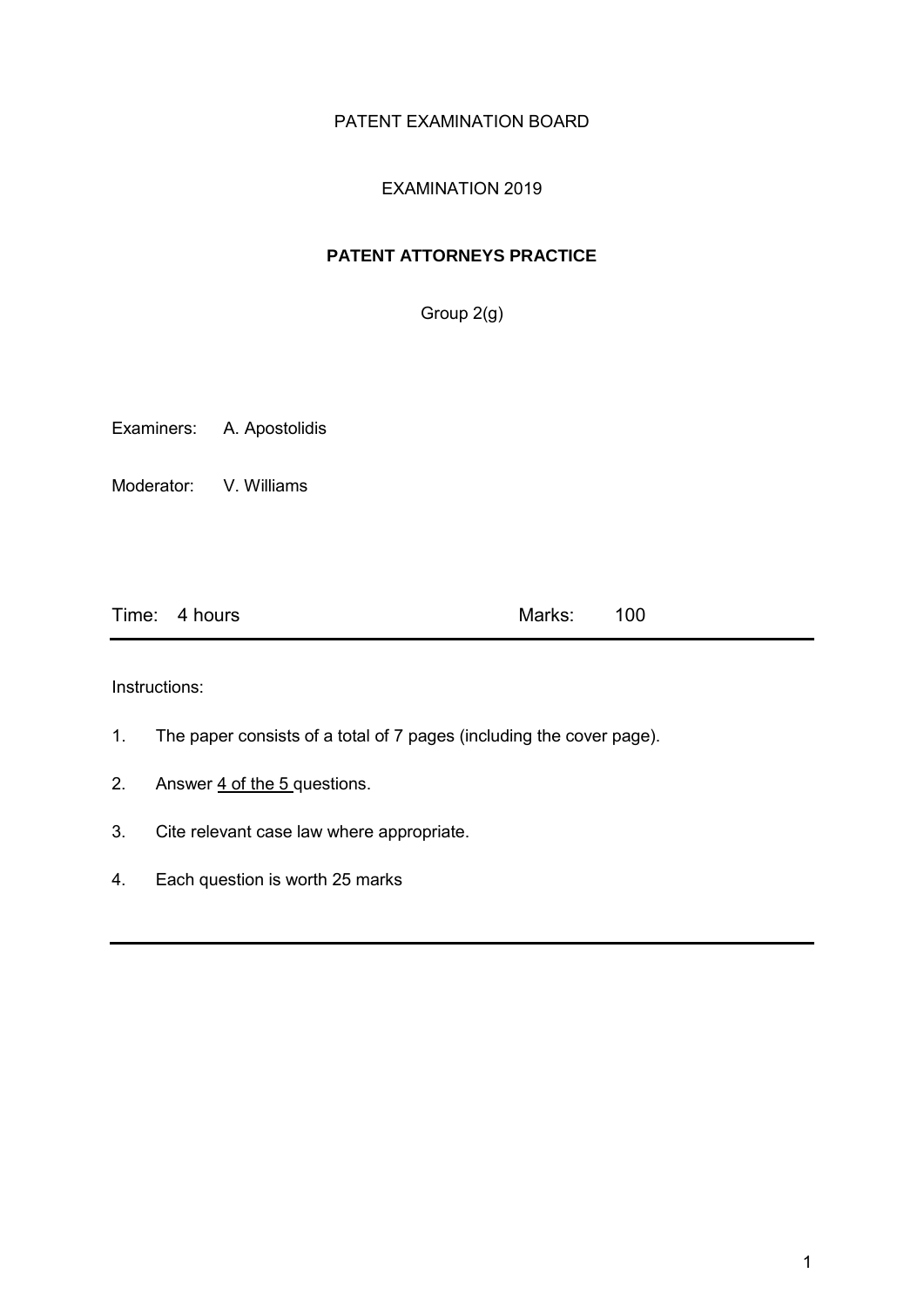PATENT EXAMINATION BOARD

EXAMINATION 2019

**PATENT ATTORNEYS PRACTICE**

Group 2(g)

Examiners: A. Apostolidis

Moderator: V. Williams

Time: 4 hours Marks: 100

---

Instructions:

1. The paper consists of a total of 7 pages (including the cover page).
2. Answer <u>4 of the 5</u> questions.
3. Cite relevant case law where appropriate.
4. Each question is worth 25 marks

---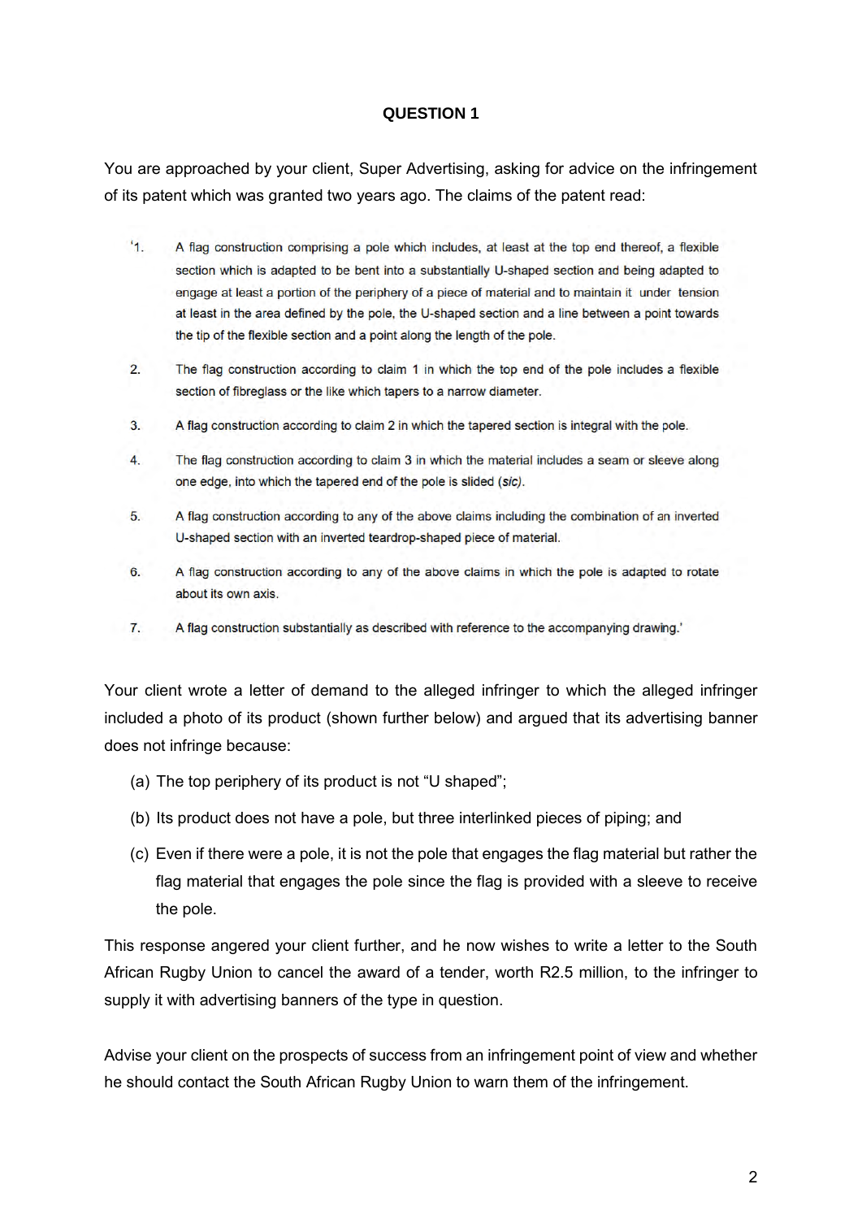**QUESTION 1**

You are approached by your client, Super Advertising, asking for advice on the infringement of its patent which was granted two years ago. The claims of the patent read:

> '1. A flag construction comprising a pole which includes, at least at the top end thereof, a flexible section which is adapted to be bent into a substantially U-shaped section and being adapted to engage at least a portion of the periphery of a piece of material and to maintain it under tension at least in the area defined by the pole, the U-shaped section and a line between a point towards the tip of the flexible section and a point along the length of the pole.
>
> 2. The flag construction according to claim 1 in which the top end of the pole includes a flexible section of fibreglass or the like which tapers to a narrow diameter.
>
> 3. A flag construction according to claim 2 in which the tapered section is integral with the pole.
>
> 4. The flag construction according to claim 3 in which the material includes a seam or sleeve along one edge, into which the tapered end of the pole is slided (*sic*).
>
> 5. A flag construction according to any of the above claims including the combination of an inverted U-shaped section with an inverted teardrop-shaped piece of material.
>
> 6. A flag construction according to any of the above claims in which the pole is adapted to rotate about its own axis.
>
> 7. A flag construction substantially as described with reference to the accompanying drawing.'

Your client wrote a letter of demand to the alleged infringer to which the alleged infringer included a photo of its product (shown further below) and argued that its advertising banner does not infringe because:

(a) The top periphery of its product is not "U shaped";

(b) Its product does not have a pole, but three interlinked pieces of piping; and

(c) Even if there were a pole, it is not the pole that engages the flag material but rather the flag material that engages the pole since the flag is provided with a sleeve to receive the pole.

This response angered your client further, and he now wishes to write a letter to the South African Rugby Union to cancel the award of a tender, worth R2.5 million, to the infringer to supply it with advertising banners of the type in question.

Advise your client on the prospects of success from an infringement point of view and whether he should contact the South African Rugby Union to warn them of the infringement.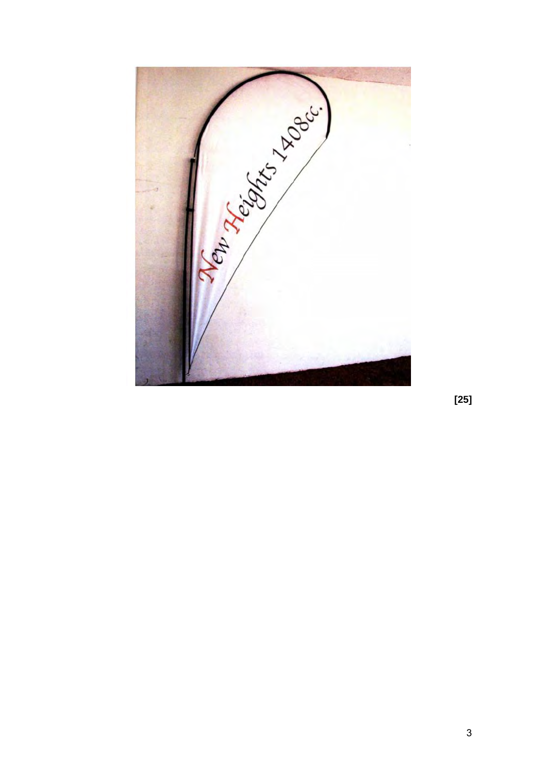[25]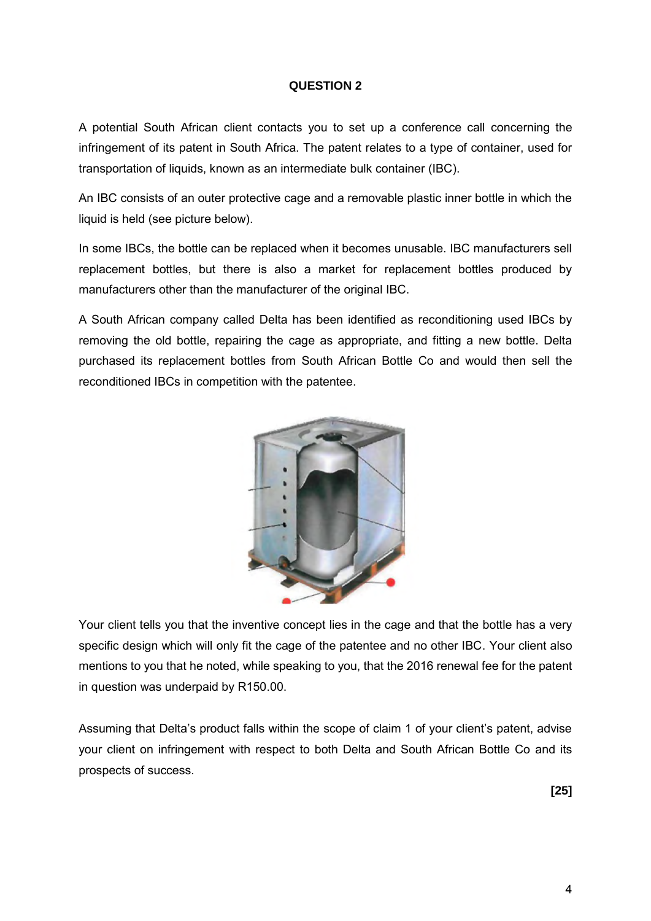**QUESTION 2**

A potential South African client contacts you to set up a conference call concerning the infringement of its patent in South Africa. The patent relates to a type of container, used for transportation of liquids, known as an intermediate bulk container (IBC).

An IBC consists of an outer protective cage and a removable plastic inner bottle in which the liquid is held (see picture below).

In some IBCs, the bottle can be replaced when it becomes unusable. IBC manufacturers sell replacement bottles, but there is also a market for replacement bottles produced by manufacturers other than the manufacturer of the original IBC.

A South African company called Delta has been identified as reconditioning used IBCs by removing the old bottle, repairing the cage as appropriate, and fitting a new bottle. Delta purchased its replacement bottles from South African Bottle Co and would then sell the reconditioned IBCs in competition with the patentee.

Your client tells you that the inventive concept lies in the cage and that the bottle has a very specific design which will only fit the cage of the patentee and no other IBC. Your client also mentions to you that he noted, while speaking to you, that the 2016 renewal fee for the patent in question was underpaid by R150.00.

Assuming that Delta's product falls within the scope of claim 1 of your client's patent, advise your client on infringement with respect to both Delta and South African Bottle Co and its prospects of success.

**[25]**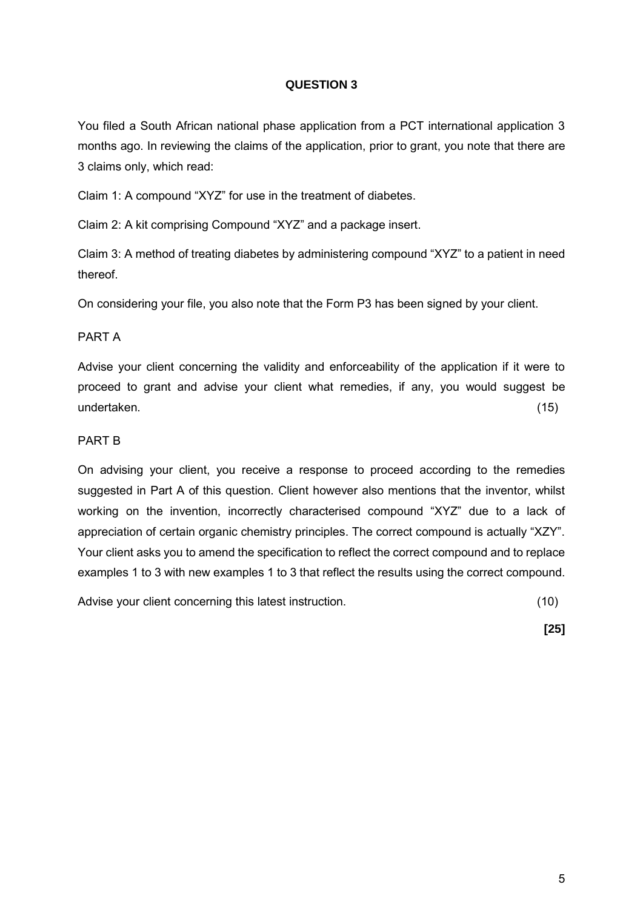# QUESTION 3

You filed a South African national phase application from a PCT international application 3 months ago. In reviewing the claims of the application, prior to grant, you note that there are 3 claims only, which read:

Claim 1: A compound "XYZ" for use in the treatment of diabetes.

Claim 2: A kit comprising Compound "XYZ" and a package insert.

Claim 3: A method of treating diabetes by administering compound "XYZ" to a patient in need thereof.

On considering your file, you also note that the Form P3 has been signed by your client.

## PART A

Advise your client concerning the validity and enforceability of the application if it were to proceed to grant and advise your client what remedies, if any, you would suggest be undertaken. (15)

## PART B

On advising your client, you receive a response to proceed according to the remedies suggested in Part A of this question. Client however also mentions that the inventor, whilst working on the invention, incorrectly characterised compound "XYZ" due to a lack of appreciation of certain organic chemistry principles. The correct compound is actually "XZY". Your client asks you to amend the specification to reflect the correct compound and to replace examples 1 to 3 with new examples 1 to 3 that reflect the results using the correct compound.

Advise your client concerning this latest instruction. (10)

**[25]**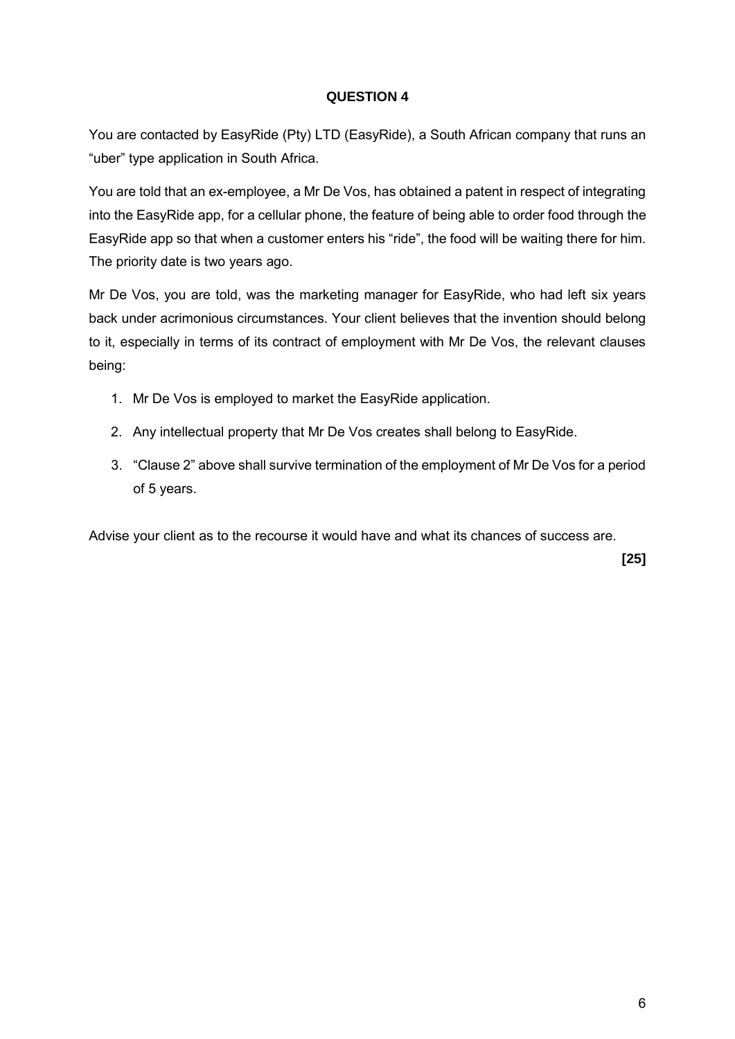**QUESTION 4**

You are contacted by EasyRide (Pty) LTD (EasyRide), a South African company that runs an "uber" type application in South Africa.

You are told that an ex-employee, a Mr De Vos, has obtained a patent in respect of integrating into the EasyRide app, for a cellular phone, the feature of being able to order food through the EasyRide app so that when a customer enters his "ride", the food will be waiting there for him. The priority date is two years ago.

Mr De Vos, you are told, was the marketing manager for EasyRide, who had left six years back under acrimonious circumstances. Your client believes that the invention should belong to it, especially in terms of its contract of employment with Mr De Vos, the relevant clauses being:

1. Mr De Vos is employed to market the EasyRide application.
2. Any intellectual property that Mr De Vos creates shall belong to EasyRide.
3. "Clause 2" above shall survive termination of the employment of Mr De Vos for a period of 5 years.

Advise your client as to the recourse it would have and what its chances of success are.

**[25]**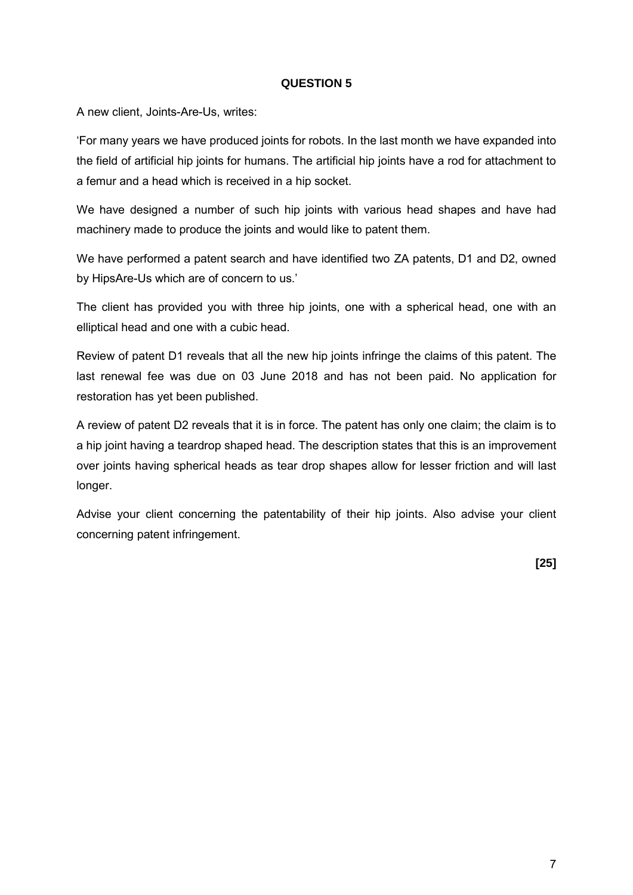## QUESTION 5

A new client, Joints-Are-Us, writes:

'For many years we have produced joints for robots. In the last month we have expanded into the field of artificial hip joints for humans. The artificial hip joints have a rod for attachment to a femur and a head which is received in a hip socket.

We have designed a number of such hip joints with various head shapes and have had machinery made to produce the joints and would like to patent them.

We have performed a patent search and have identified two ZA patents, D1 and D2, owned by HipsAre-Us which are of concern to us.'

The client has provided you with three hip joints, one with a spherical head, one with an elliptical head and one with a cubic head.

Review of patent D1 reveals that all the new hip joints infringe the claims of this patent. The last renewal fee was due on 03 June 2018 and has not been paid. No application for restoration has yet been published.

A review of patent D2 reveals that it is in force. The patent has only one claim; the claim is to a hip joint having a teardrop shaped head. The description states that this is an improvement over joints having spherical heads as tear drop shapes allow for lesser friction and will last longer.

Advise your client concerning the patentability of their hip joints. Also advise your client concerning patent infringement.

**[25]**